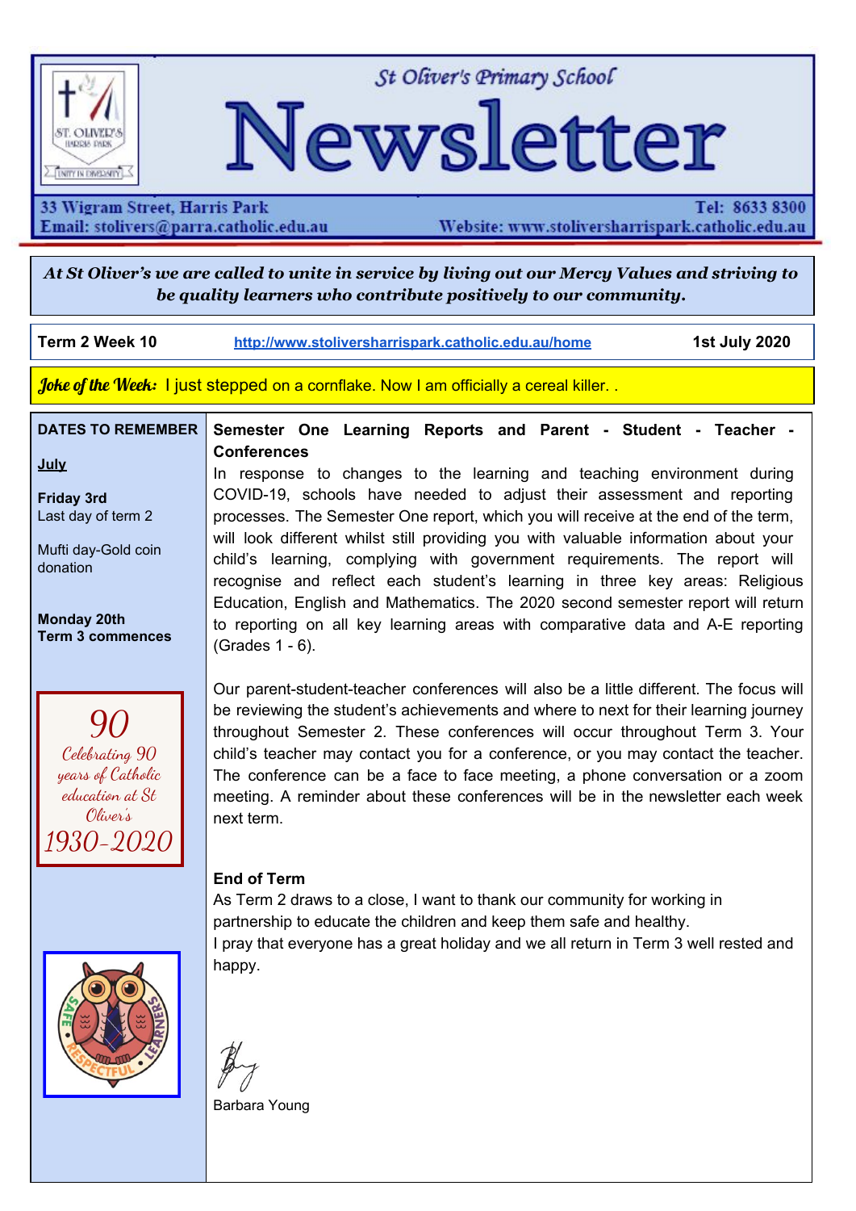# St Oliver's Primary School Newsletter

33 Wigram Street, Harris Park
Email: stolivers@parra.catholic.edu.au

Tel: 8633 8300
Website: www.stoliversharrispark.catholic.edu.au

*At St Oliver's we are called to unite in service by living out our Mercy Values and striving to be quality learners who contribute positively to our community.*

**Term 2 Week 10** | http://www.stoliversharrispark.catholic.edu.au/home | **1st July 2020**

***Joke of the Week:*** I just stepped on a cornflake. Now I am officially a cereal killer. .

**DATES TO REMEMBER**

**July**

**Friday 3rd**
Last day of term 2

Mufti day-Gold coin donation

**Monday 20th**
**Term 3 commences**

*90*
*Celebrating 90 years of Catholic education at St Oliver's*
*1930-2020*

**Semester One Learning Reports and Parent - Student - Teacher - Conferences**

In response to changes to the learning and teaching environment during COVID-19, schools have needed to adjust their assessment and reporting processes. The Semester One report, which you will receive at the end of the term, will look different whilst still providing you with valuable information about your child's learning, complying with government requirements. The report will recognise and reflect each student's learning in three key areas: Religious Education, English and Mathematics. The 2020 second semester report will return to reporting on all key learning areas with comparative data and A-E reporting (Grades 1 - 6).

Our parent-student-teacher conferences will also be a little different. The focus will be reviewing the student's achievements and where to next for their learning journey throughout Semester 2. These conferences will occur throughout Term 3. Your child's teacher may contact you for a conference, or you may contact the teacher. The conference can be a face to face meeting, a phone conversation or a zoom meeting. A reminder about these conferences will be in the newsletter each week next term.

**End of Term**

As Term 2 draws to a close, I want to thank our community for working in partnership to educate the children and keep them safe and healthy.
I pray that everyone has a great holiday and we all return in Term 3 well rested and happy.

Barbara Young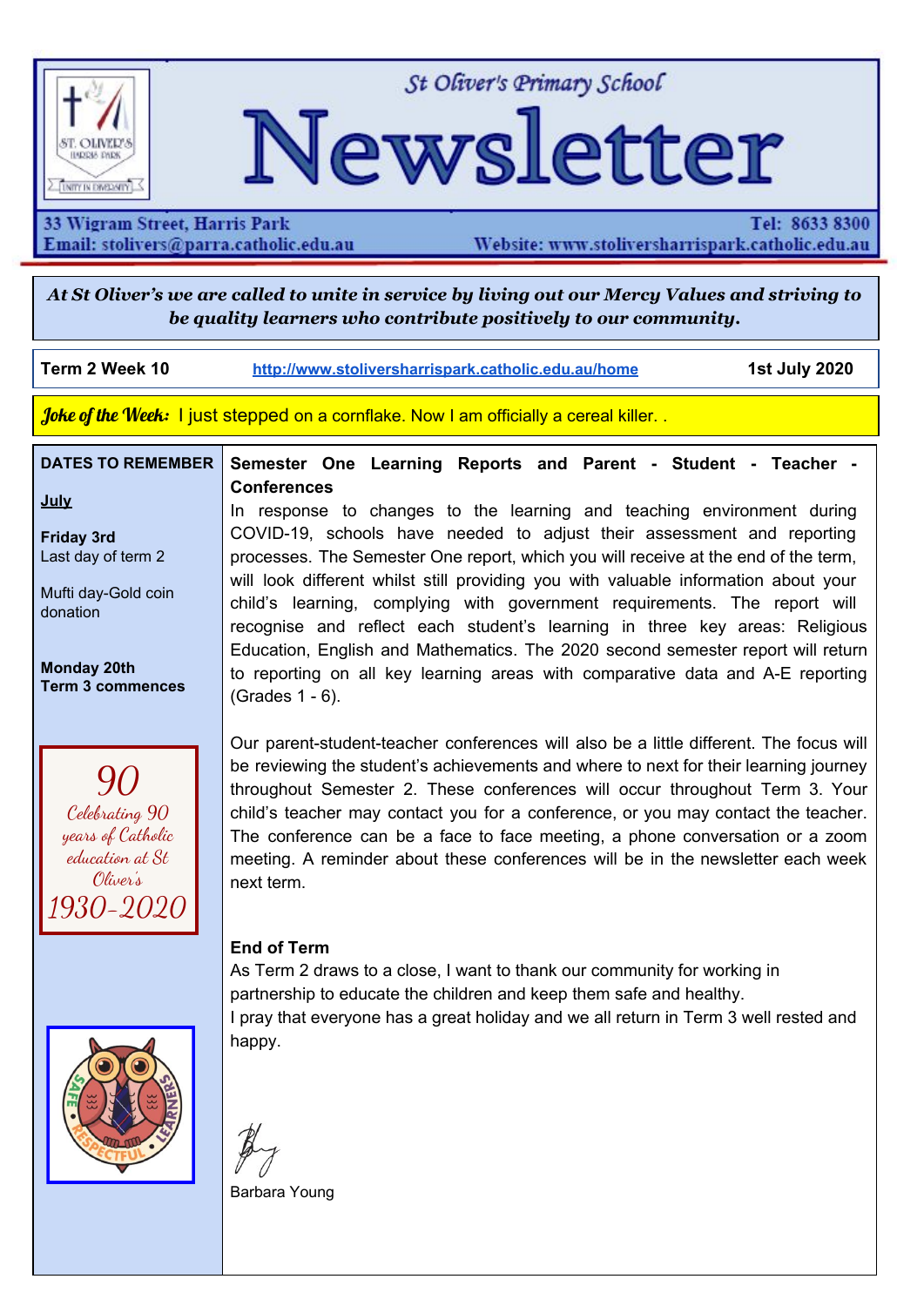# St Oliver's Primary School Newsletter

33 Wigram Street, Harris Park
Email: stolivers@parra.catholic.edu.au
Tel: 8633 8300
Website: www.stoliversharrispark.catholic.edu.au

***At St Oliver's we are called to unite in service by living out our Mercy Values and striving to be quality learners who contribute positively to our community.***

**Term 2 Week 10** | http://www.stoliversharrispark.catholic.edu.au/home | **1st July 2020**

***Joke of the Week:*** I just stepped on a cornflake. Now I am officially a cereal killer. .

## DATES TO REMEMBER

**July**

**Friday 3rd**
Last day of term 2

Mufti day-Gold coin donation

**Monday 20th**
**Term 3 commences**

90
*Celebrating 90 years of Catholic education at St Oliver's*
1930-2020

## Semester One Learning Reports and Parent - Student - Teacher - Conferences

In response to changes to the learning and teaching environment during COVID-19, schools have needed to adjust their assessment and reporting processes. The Semester One report, which you will receive at the end of the term, will look different whilst still providing you with valuable information about your child's learning, complying with government requirements. The report will recognise and reflect each student's learning in three key areas: Religious Education, English and Mathematics. The 2020 second semester report will return to reporting on all key learning areas with comparative data and A-E reporting (Grades 1 - 6).

Our parent-student-teacher conferences will also be a little different. The focus will be reviewing the student's achievements and where to next for their learning journey throughout Semester 2. These conferences will occur throughout Term 3. Your child's teacher may contact you for a conference, or you may contact the teacher. The conference can be a face to face meeting, a phone conversation or a zoom meeting. A reminder about these conferences will be in the newsletter each week next term.

## End of Term

As Term 2 draws to a close, I want to thank our community for working in partnership to educate the children and keep them safe and healthy.
I pray that everyone has a great holiday and we all return in Term 3 well rested and happy.

Barbara Young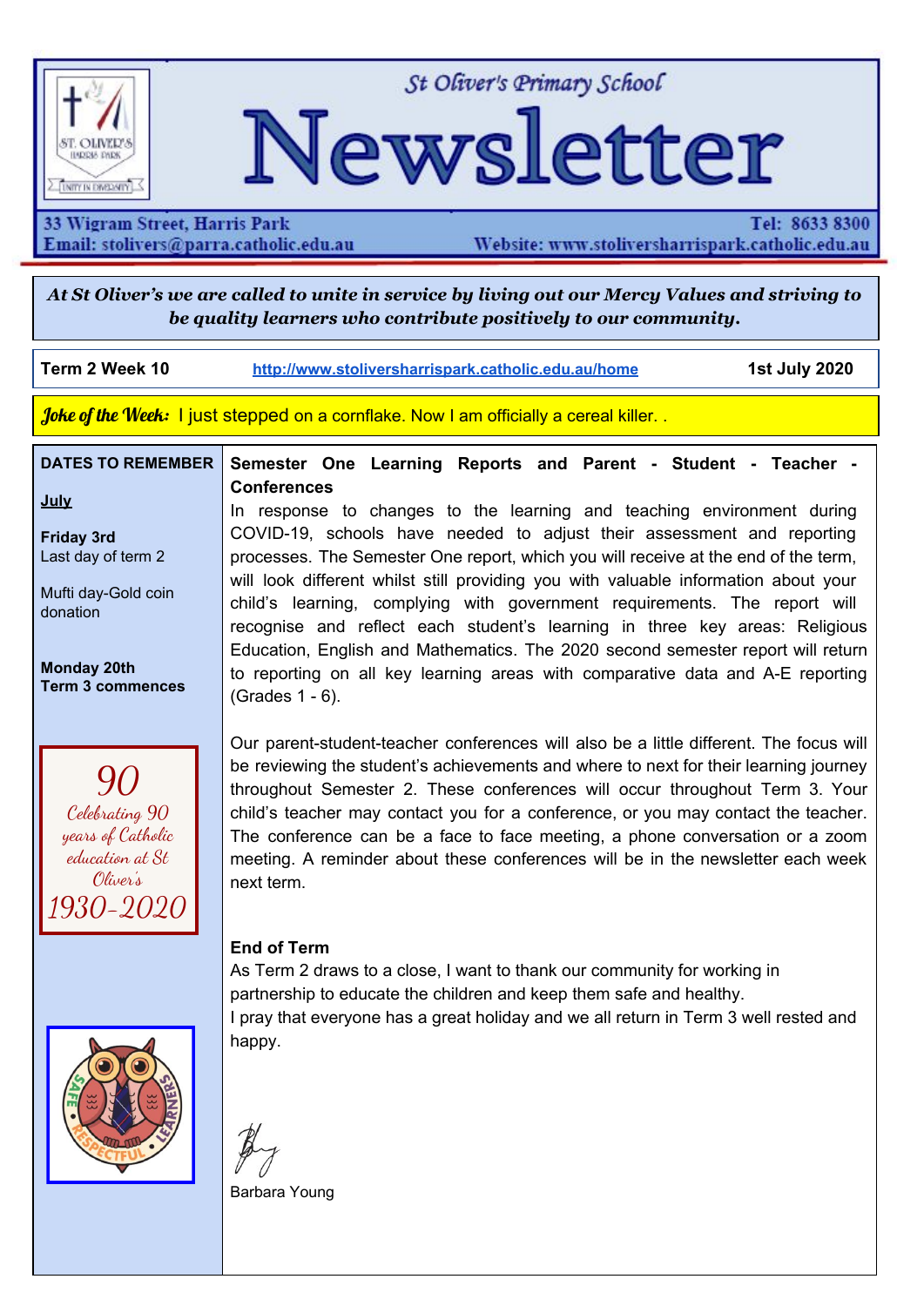St Oliver's Primary School

# Newsletter

ST. OLIVER'S HARRIS PARK — UNITY IN DIVERSITY

33 Wigram Street, Harris Park
Email: stolivers@parra.catholic.edu.au

Tel: 8633 8300
Website: www.stoliversharrispark.catholic.edu.au

*At St Oliver's we are called to unite in service by living out our Mercy Values and striving to be quality learners who contribute positively to our community.*

**Term 2 Week 10** | http://www.stoliversharrispark.catholic.edu.au/home | **1st July 2020**

***Joke of the Week:*** I just stepped on a cornflake. Now I am officially a cereal killer. .

**DATES TO REMEMBER**

**July**

**Friday 3rd**
Last day of term 2

Mufti day-Gold coin donation

**Monday 20th**
**Term 3 commences**

90
Celebrating 90 years of Catholic education at St Oliver's
1930-2020

SAFE · RESPECTFUL · LEARNERS

**Semester One Learning Reports and Parent - Student - Teacher - Conferences**

In response to changes to the learning and teaching environment during COVID-19, schools have needed to adjust their assessment and reporting processes. The Semester One report, which you will receive at the end of the term, will look different whilst still providing you with valuable information about your child's learning, complying with government requirements. The report will recognise and reflect each student's learning in three key areas: Religious Education, English and Mathematics. The 2020 second semester report will return to reporting on all key learning areas with comparative data and A-E reporting (Grades 1 - 6).

Our parent-student-teacher conferences will also be a little different. The focus will be reviewing the student's achievements and where to next for their learning journey throughout Semester 2. These conferences will occur throughout Term 3. Your child's teacher may contact you for a conference, or you may contact the teacher. The conference can be a face to face meeting, a phone conversation or a zoom meeting. A reminder about these conferences will be in the newsletter each week next term.

**End of Term**

As Term 2 draws to a close, I want to thank our community for working in partnership to educate the children and keep them safe and healthy.
I pray that everyone has a great holiday and we all return in Term 3 well rested and happy.

Barbara Young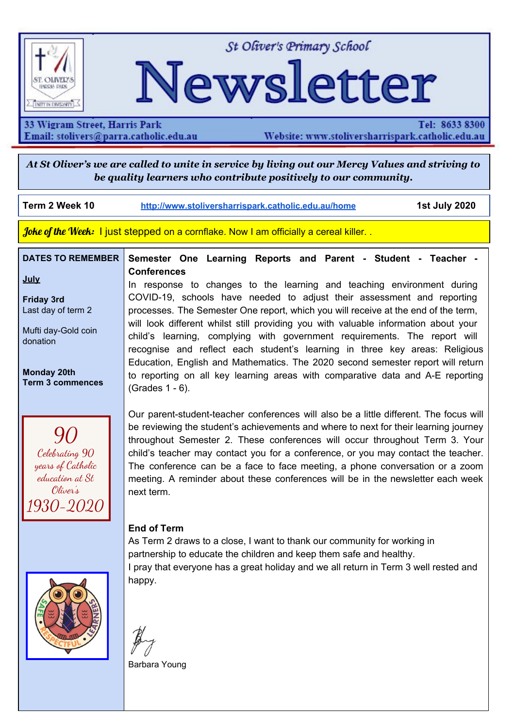St Oliver's Primary School

# Newsletter

33 Wigram Street, Harris Park
Tel: 8633 8300
Email: stolivers@parra.catholic.edu.au
Website: www.stoliversharrispark.catholic.edu.au

*At St Oliver's we are called to unite in service by living out our Mercy Values and striving to be quality learners who contribute positively to our community.*

**Term 2 Week 10** | http://www.stoliversharrispark.catholic.edu.au/home | **1st July 2020**

***Joke of the Week:*** I just stepped on a cornflake. Now I am officially a cereal killer. .

## DATES TO REMEMBER

**July**

**Friday 3rd**
Last day of term 2

Mufti day-Gold coin donation

**Monday 20th**
**Term 3 commences**

90
Celebrating 90 years of Catholic education at St Oliver's
1930-2020

## Semester One Learning Reports and Parent - Student - Teacher - Conferences

In response to changes to the learning and teaching environment during COVID-19, schools have needed to adjust their assessment and reporting processes. The Semester One report, which you will receive at the end of the term, will look different whilst still providing you with valuable information about your child's learning, complying with government requirements. The report will recognise and reflect each student's learning in three key areas: Religious Education, English and Mathematics. The 2020 second semester report will return to reporting on all key learning areas with comparative data and A-E reporting (Grades 1 - 6).

Our parent-student-teacher conferences will also be a little different. The focus will be reviewing the student's achievements and where to next for their learning journey throughout Semester 2. These conferences will occur throughout Term 3. Your child's teacher may contact you for a conference, or you may contact the teacher. The conference can be a face to face meeting, a phone conversation or a zoom meeting. A reminder about these conferences will be in the newsletter each week next term.

## End of Term

As Term 2 draws to a close, I want to thank our community for working in partnership to educate the children and keep them safe and healthy.
I pray that everyone has a great holiday and we all return in Term 3 well rested and happy.

Barbara Young